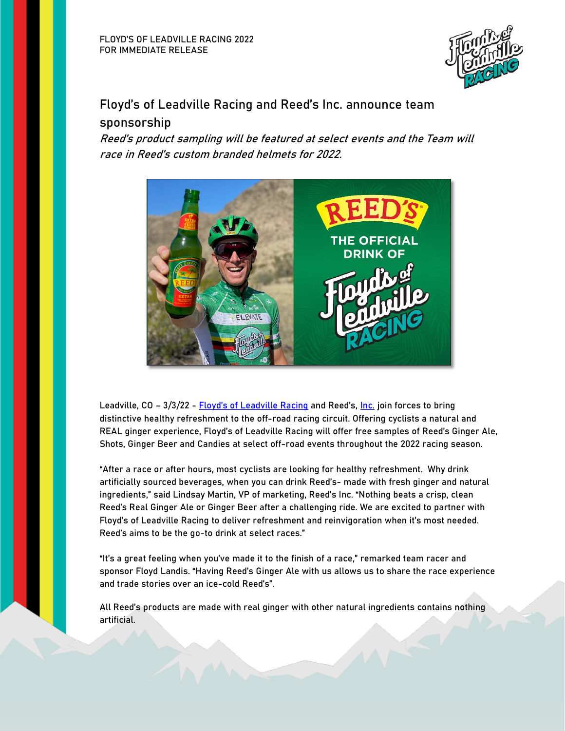FLOYD'S OF LEADVILLE RACING 2022
FOR IMMEDIATE RELEASE

## Floyd's of Leadville Racing and Reed's Inc. announce team sponsorship

*Reed's product sampling will be featured at select events and the Team will race in Reed's custom branded helmets for 2022.*

Leadville, CO – 3/3/22 - [Floyd's of Leadville Racing] and Reed's, [Inc.] join forces to bring distinctive healthy refreshment to the off-road racing circuit. Offering cyclists a natural and REAL ginger experience, Floyd's of Leadville Racing will offer free samples of Reed's Ginger Ale, Shots, Ginger Beer and Candies at select off-road events throughout the 2022 racing season.

"After a race or after hours, most cyclists are looking for healthy refreshment. Why drink artificially sourced beverages, when you can drink Reed's- made with fresh ginger and natural ingredients," said Lindsay Martin, VP of marketing, Reed's Inc. "Nothing beats a crisp, clean Reed's Real Ginger Ale or Ginger Beer after a challenging ride. We are excited to partner with Floyd's of Leadville Racing to deliver refreshment and reinvigoration when it's most needed. Reed's aims to be the go-to drink at select races."

"It's a great feeling when you've made it to the finish of a race," remarked team racer and sponsor Floyd Landis. "Having Reed's Ginger Ale with us allows us to share the race experience and trade stories over an ice-cold Reed's".

All Reed's products are made with real ginger with other natural ingredients contains nothing artificial.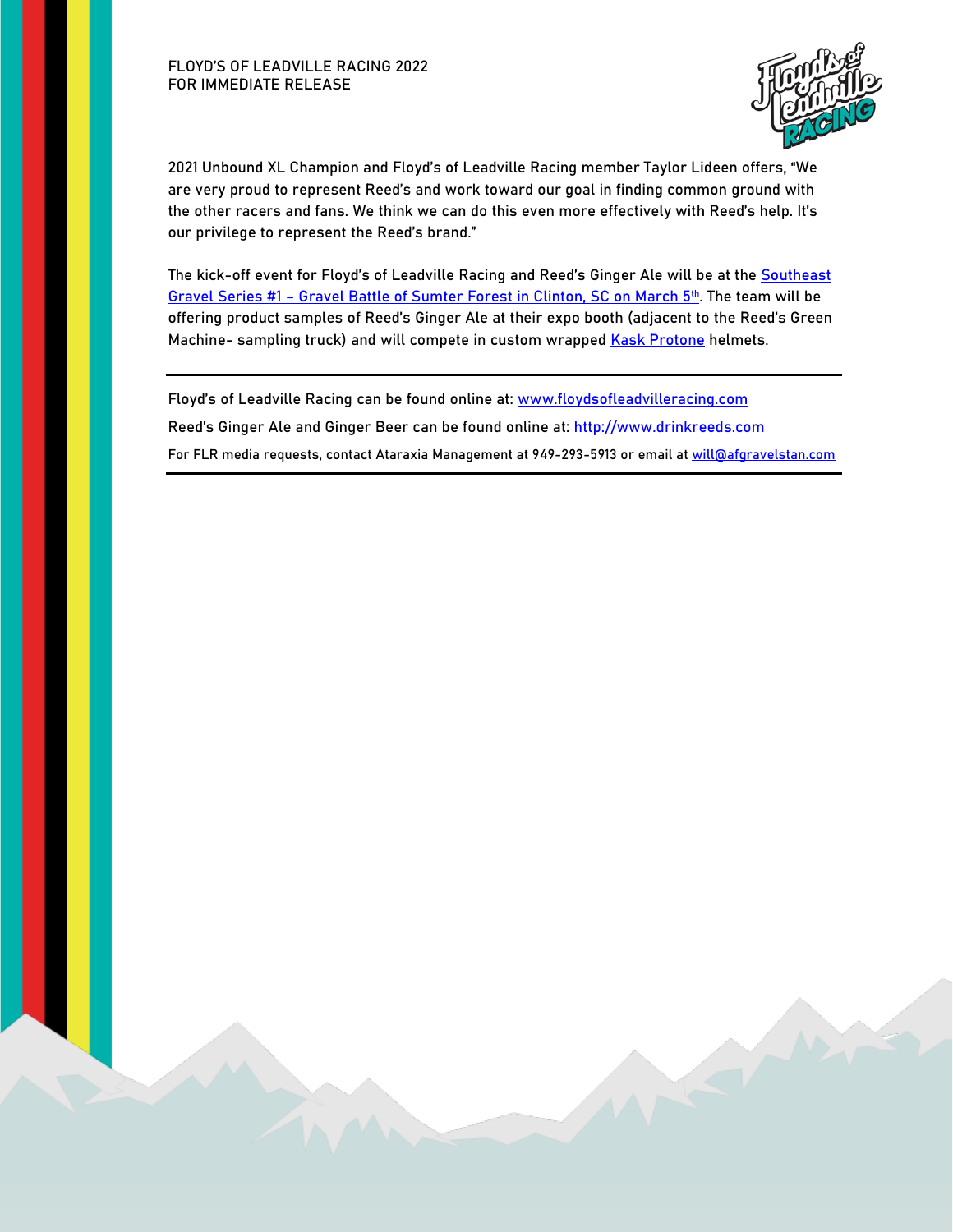FLOYD'S OF LEADVILLE RACING 2022
FOR IMMEDIATE RELEASE

2021 Unbound XL Champion and Floyd's of Leadville Racing member Taylor Lideen offers, "We are very proud to represent Reed's and work toward our goal in finding common ground with the other racers and fans. We think we can do this even more effectively with Reed's help. It's our privilege to represent the Reed's brand."

The kick-off event for Floyd's of Leadville Racing and Reed's Ginger Ale will be at the Southeast Gravel Series #1 – Gravel Battle of Sumter Forest in Clinton, SC on March 5th. The team will be offering product samples of Reed's Ginger Ale at their expo booth (adjacent to the Reed's Green Machine- sampling truck) and will compete in custom wrapped Kask Protone helmets.

---

Floyd's of Leadville Racing can be found online at: www.floydsofleadvilleracing.com

Reed's Ginger Ale and Ginger Beer can be found online at: http://www.drinkreeds.com

For FLR media requests, contact Ataraxia Management at 949-293-5913 or email at will@afgravelstan.com

---